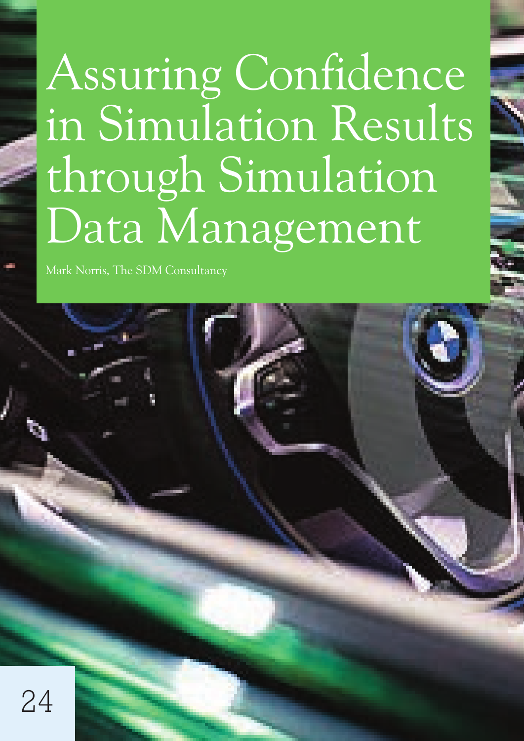# Assuring Confidence in Simulation Results through Simulation Data Management

Mark Norris, The SDM Consultancy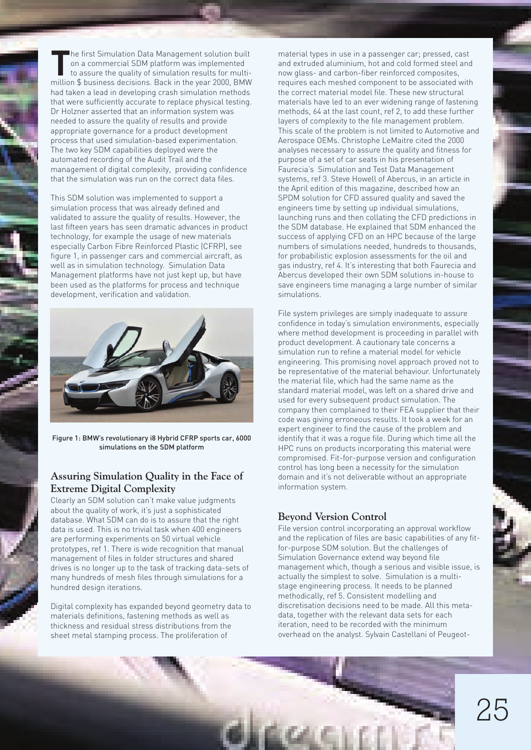The first Simulation Data Management solution built on a commercial SDM platform was implemented to assure the quality of simulation results for multi-million $ business decisions. Back in the year 2000, BMW had taken a lead in developing crash simulation methods that were sufficiently accurate to replace physical testing. Dr Holzner asserted that an information system was needed to assure the quality of results and provide appropriate governance for a product development process that used simulation-based experimentation. The two key SDM capabilities deployed were the automated recording of the Audit Trail and the management of digital complexity, providing confidence that the simulation was run on the correct data files.

This SDM solution was implemented to support a simulation process that was already defined and validated to assure the quality of results. However, the last fifteen years has seen dramatic advances in product technology, for example the usage of new materials especially Carbon Fibre Reinforced Plastic (CFRP), see figure 1, in passenger cars and commercial aircraft, as well as in simulation technology. Simulation Data Management platforms have not just kept up, but have been used as the platforms for process and technique development, verification and validation.

Figure 1: BMW's revolutionary i8 Hybrid CFRP sports car, 6000 simulations on the SDM platform

## Assuring Simulation Quality in the Face of Extreme Digital Complexity

Clearly an SDM solution can't make value judgments about the quality of work, it's just a sophisticated database. What SDM can do is to assure that the right data is used. This is no trivial task when 400 engineers are performing experiments on 50 virtual vehicle prototypes, ref 1. There is wide recognition that manual management of files in folder structures and shared drives is no longer up to the task of tracking data-sets of many hundreds of mesh files through simulations for a hundred design iterations.

Digital complexity has expanded beyond geometry data to materials definitions, fastening methods as well as thickness and residual stress distributions from the sheet metal stamping process. The proliferation of material types in use in a passenger car; pressed, cast and extruded aluminium, hot and cold formed steel and now glass- and carbon-fiber reinforced composites, requires each meshed component to be associated with the correct material model file. These new structural materials have led to an ever widening range of fastening methods, 64 at the last count, ref 2, to add these further layers of complexity to the file management problem. This scale of the problem is not limited to Automotive and Aerospace OEMs. Christophe LeMaitre cited the 2000 analyses necessary to assure the quality and fitness for purpose of a set of car seats in his presentation of Faurecia's Simulation and Test Data Management systems, ref 3. Steve Howell of Abercus, in an article in the April edition of this magazine, described how an SPDM solution for CFD assured quality and saved the engineers time by setting up individual simulations, launching runs and then collating the CFD predictions in the SDM database. He explained that SDM enhanced the success of applying CFD on an HPC because of the large numbers of simulations needed, hundreds to thousands, for probabilistic explosion assessments for the oil and gas industry, ref 4. It's interesting that both Faurecia and Abercus developed their own SDM solutions in-house to save engineers time managing a large number of similar simulations.

File system privileges are simply inadequate to assure confidence in today's simulation environments, especially where method development is proceeding in parallel with product development. A cautionary tale concerns a simulation run to refine a material model for vehicle engineering. This promising novel approach proved not to be representative of the material behaviour. Unfortunately the material file, which had the same name as the standard material model, was left on a shared drive and used for every subsequent product simulation. The company then complained to their FEA supplier that their code was giving erroneous results. It took a week for an expert engineer to find the cause of the problem and identify that it was a rogue file. During which time all the HPC runs on products incorporating this material were compromised. Fit-for-purpose version and configuration control has long been a necessity for the simulation domain and it's not deliverable without an appropriate information system.

## Beyond Version Control

File version control incorporating an approval workflow and the replication of files are basic capabilities of any fit-for-purpose SDM solution. But the challenges of Simulation Governance extend way beyond file management which, though a serious and visible issue, is actually the simplest to solve. Simulation is a multi-stage engineering process. It needs to be planned methodically, ref 5. Consistent modelling and discretisation decisions need to be made. All this meta-data, together with the relevant data sets for each iteration, need to be recorded with the minimum overhead on the analyst. Sylvain Castellani of Peugeot-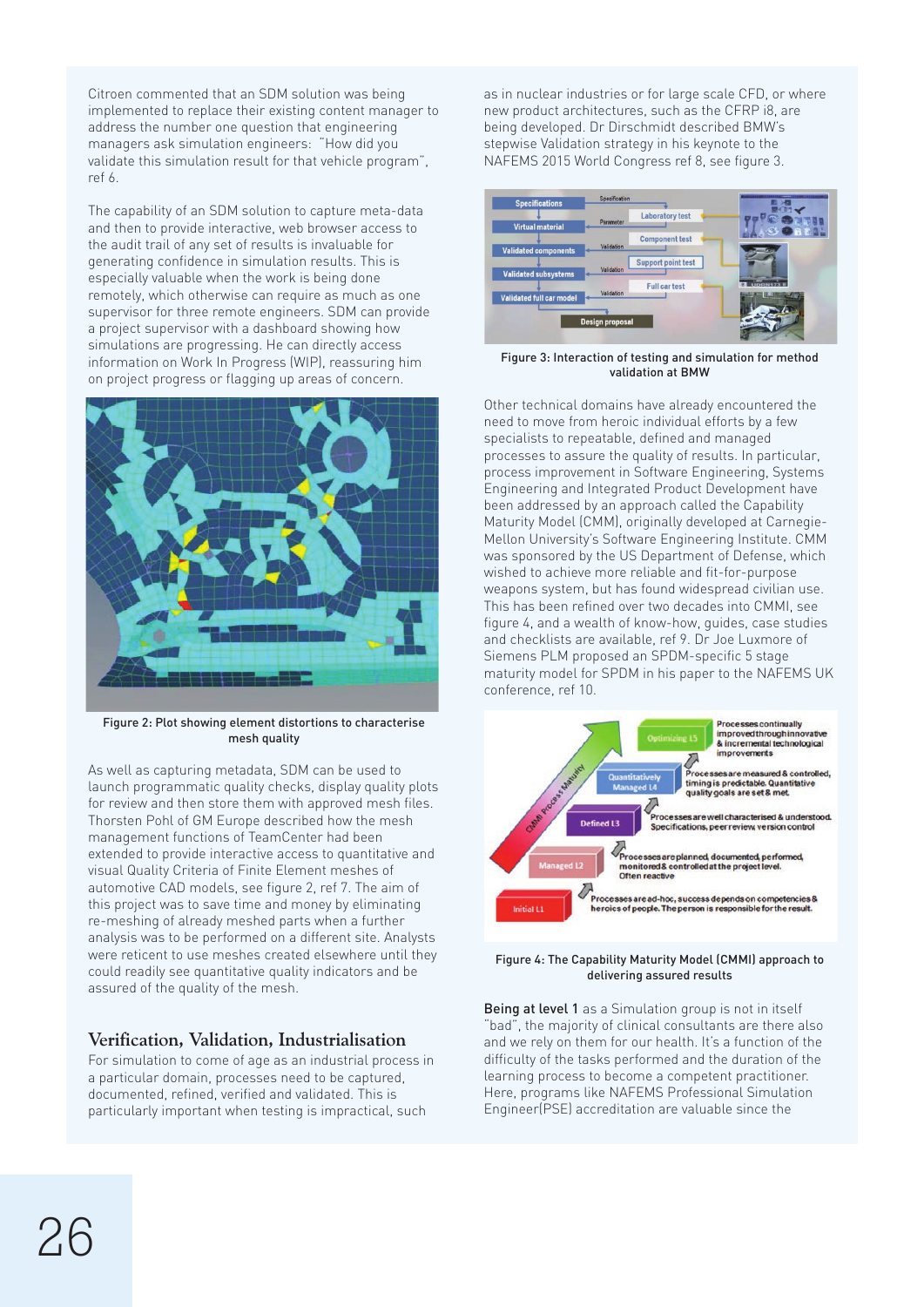Citroen commented that an SDM solution was being implemented to replace their existing content manager to address the number one question that engineering managers ask simulation engineers: "How did you validate this simulation result for that vehicle program", ref 6.

The capability of an SDM solution to capture meta-data and then to provide interactive, web browser access to the audit trail of any set of results is invaluable for generating confidence in simulation results. This is especially valuable when the work is being done remotely, which otherwise can require as much as one supervisor for three remote engineers. SDM can provide a project supervisor with a dashboard showing how simulations are progressing. He can directly access information on Work In Progress (WIP), reassuring him on project progress or flagging up areas of concern.

Figure 2: Plot showing element distortions to characterise mesh quality

As well as capturing metadata, SDM can be used to launch programmatic quality checks, display quality plots for review and then store them with approved mesh files. Thorsten Pohl of GM Europe described how the mesh management functions of TeamCenter had been extended to provide interactive access to quantitative and visual Quality Criteria of Finite Element meshes of automotive CAD models, see figure 2, ref 7. The aim of this project was to save time and money by eliminating re-meshing of already meshed parts when a further analysis was to be performed on a different site. Analysts were reticent to use meshes created elsewhere until they could readily see quantitative quality indicators and be assured of the quality of the mesh.

## Verification, Validation, Industrialisation

For simulation to come of age as an industrial process in a particular domain, processes need to be captured, documented, refined, verified and validated. This is particularly important when testing is impractical, such as in nuclear industries or for large scale CFD, or where new product architectures, such as the CFRP i8, are being developed. Dr Dirschmidt described BMW's stepwise Validation strategy in his keynote to the NAFEMS 2015 World Congress ref 8, see figure 3.

Figure 3: Interaction of testing and simulation for method validation at BMW

Other technical domains have already encountered the need to move from heroic individual efforts by a few specialists to repeatable, defined and managed processes to assure the quality of results. In particular, process improvement in Software Engineering, Systems Engineering and Integrated Product Development have been addressed by an approach called the Capability Maturity Model (CMM), originally developed at Carnegie-Mellon University's Software Engineering Institute. CMM was sponsored by the US Department of Defense, which wished to achieve more reliable and fit-for-purpose weapons system, but has found widespread civilian use. This has been refined over two decades into CMMI, see figure 4, and a wealth of know-how, guides, case studies and checklists are available, ref 9. Dr Joe Luxmore of Siemens PLM proposed an SPDM-specific 5 stage maturity model for SPDM in his paper to the NAFEMS UK conference, ref 10.

Figure 4: The Capability Maturity Model (CMMI) approach to delivering assured results

**Being at level 1** as a Simulation group is not in itself "bad", the majority of clinical consultants are there also and we rely on them for our health. It's a function of the difficulty of the tasks performed and the duration of the learning process to become a competent practitioner. Here, programs like NAFEMS Professional Simulation Engineer(PSE) accreditation are valuable since the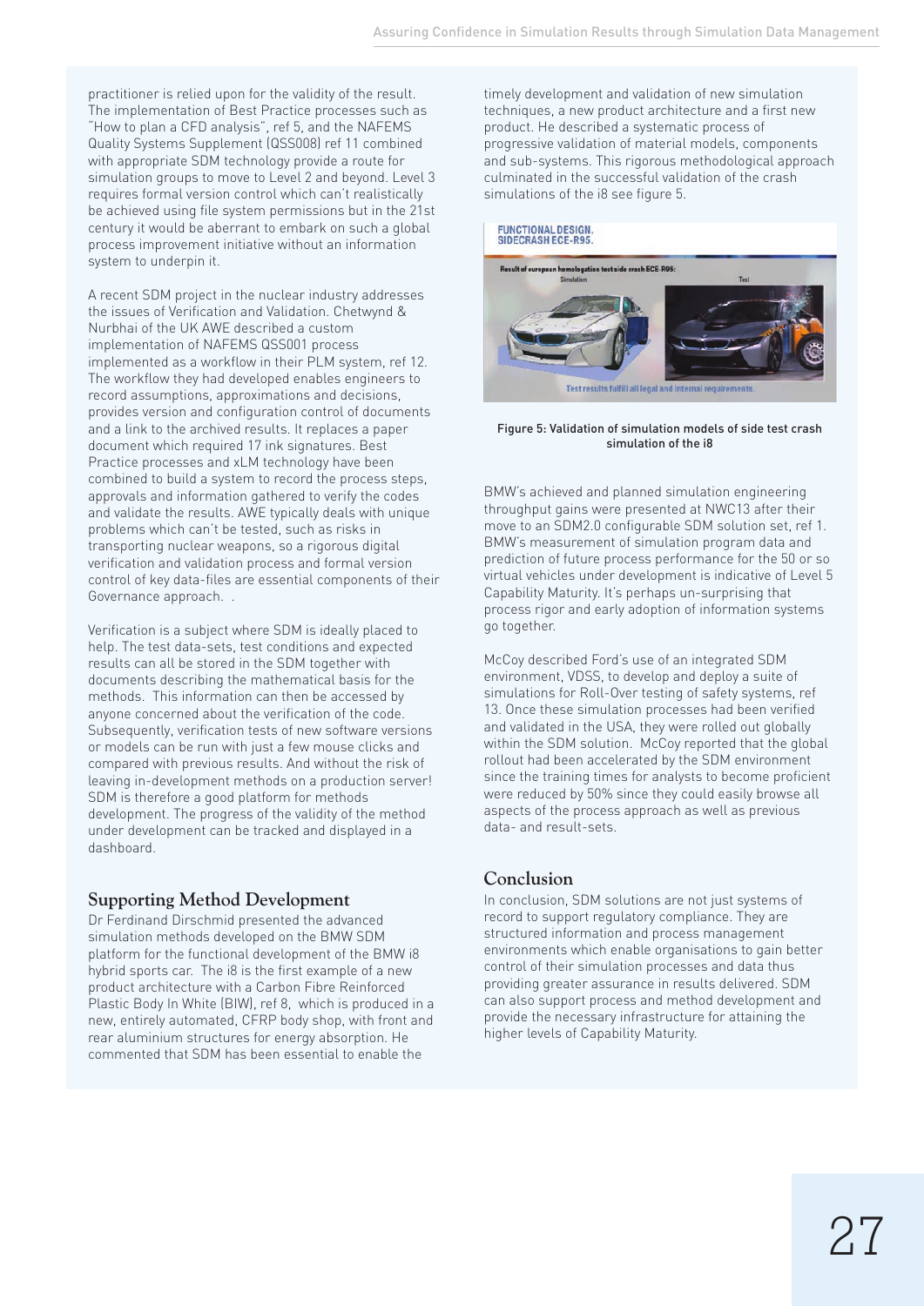practitioner is relied upon for the validity of the result. The implementation of Best Practice processes such as "How to plan a CFD analysis", ref 5, and the NAFEMS Quality Systems Supplement (QSS008) ref 11 combined with appropriate SDM technology provide a route for simulation groups to move to Level 2 and beyond. Level 3 requires formal version control which can't realistically be achieved using file system permissions but in the 21st century it would be aberrant to embark on such a global process improvement initiative without an information system to underpin it.

A recent SDM project in the nuclear industry addresses the issues of Verification and Validation. Chetwynd & Nurbhai of the UK AWE described a custom implementation of NAFEMS QSS001 process implemented as a workflow in their PLM system, ref 12. The workflow they had developed enables engineers to record assumptions, approximations and decisions, provides version and configuration control of documents and a link to the archived results. It replaces a paper document which required 17 ink signatures. Best Practice processes and xLM technology have been combined to build a system to record the process steps, approvals and information gathered to verify the codes and validate the results. AWE typically deals with unique problems which can't be tested, such as risks in transporting nuclear weapons, so a rigorous digital verification and validation process and formal version control of key data-files are essential components of their Governance approach. .

Verification is a subject where SDM is ideally placed to help. The test data-sets, test conditions and expected results can all be stored in the SDM together with documents describing the mathematical basis for the methods. This information can then be accessed by anyone concerned about the verification of the code. Subsequently, verification tests of new software versions or models can be run with just a few mouse clicks and compared with previous results. And without the risk of leaving in-development methods on a production server! SDM is therefore a good platform for methods development. The progress of the validity of the method under development can be tracked and displayed in a dashboard.

## Supporting Method Development

Dr Ferdinand Dirschmid presented the advanced simulation methods developed on the BMW SDM platform for the functional development of the BMW i8 hybrid sports car. The i8 is the first example of a new product architecture with a Carbon Fibre Reinforced Plastic Body In White (BIW), ref 8, which is produced in a new, entirely automated, CFRP body shop, with front and rear aluminium structures for energy absorption. He commented that SDM has been essential to enable the timely development and validation of new simulation techniques, a new product architecture and a first new product. He described a systematic process of progressive validation of material models, components and sub-systems. This rigorous methodological approach culminated in the successful validation of the crash simulations of the i8 see figure 5.

Figure 5: Validation of simulation models of side test crash simulation of the i8

BMW's achieved and planned simulation engineering throughput gains were presented at NWC13 after their move to an SDM2.0 configurable SDM solution set, ref 1. BMW's measurement of simulation program data and prediction of future process performance for the 50 or so virtual vehicles under development is indicative of Level 5 Capability Maturity. It's perhaps un-surprising that process rigor and early adoption of information systems go together.

McCoy described Ford's use of an integrated SDM environment, VDSS, to develop and deploy a suite of simulations for Roll-Over testing of safety systems, ref 13. Once these simulation processes had been verified and validated in the USA, they were rolled out globally within the SDM solution. McCoy reported that the global rollout had been accelerated by the SDM environment since the training times for analysts to become proficient were reduced by 50% since they could easily browse all aspects of the process approach as well as previous data- and result-sets.

## Conclusion

In conclusion, SDM solutions are not just systems of record to support regulatory compliance. They are structured information and process management environments which enable organisations to gain better control of their simulation processes and data thus providing greater assurance in results delivered. SDM can also support process and method development and provide the necessary infrastructure for attaining the higher levels of Capability Maturity.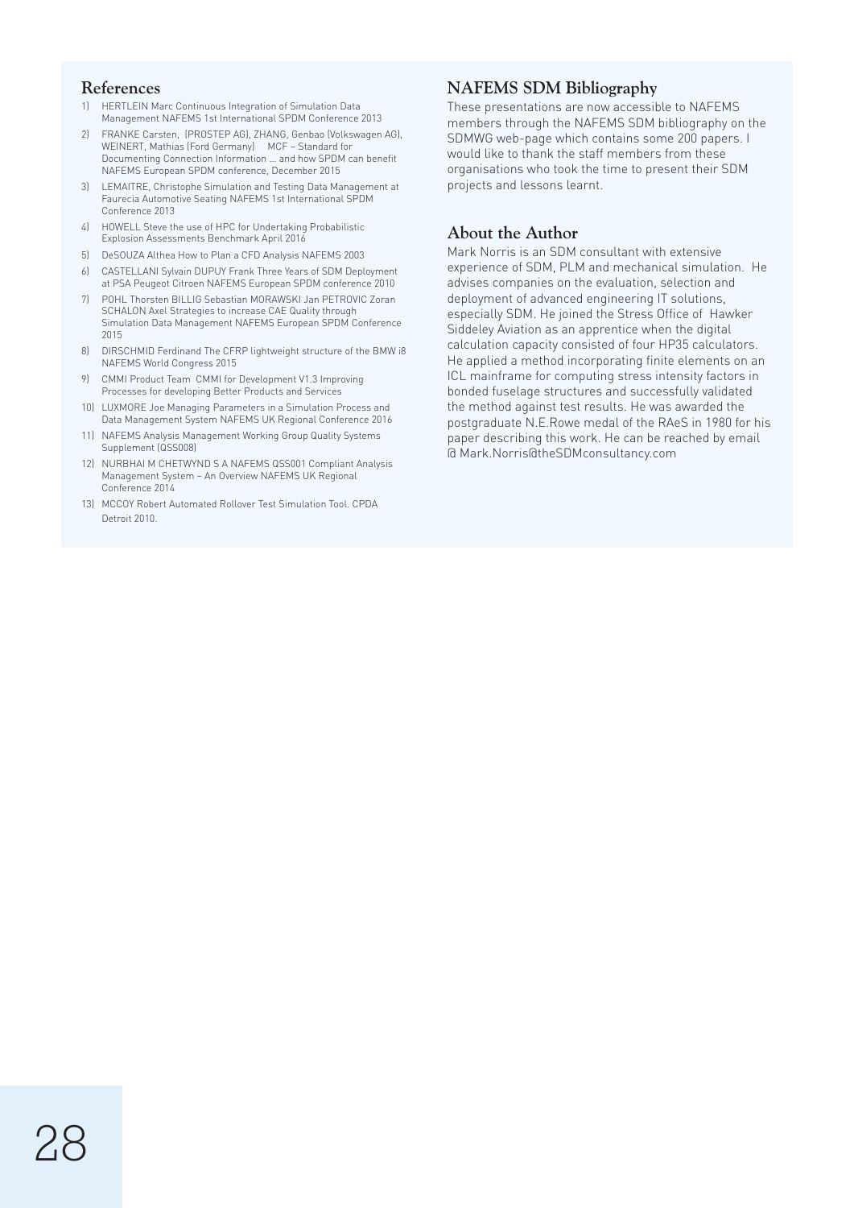## References

1) HERTLEIN Marc Continuous Integration of Simulation Data Management NAFEMS 1st International SPDM Conference 2013
2) FRANKE Carsten, (PROSTEP AG), ZHANG, Genbao (Volkswagen AG), WEINERT, Mathias (Ford Germany) MCF – Standard for Documenting Connection Information ... and how SPDM can benefit NAFEMS European SPDM conference, December 2015
3) LEMAITRE, Christophe Simulation and Testing Data Management at Faurecia Automotive Seating NAFEMS 1st International SPDM Conference 2013
4) HOWELL Steve the use of HPC for Undertaking Probabilistic Explosion Assessments Benchmark April 2016
5) DeSOUZA Althea How to Plan a CFD Analysis NAFEMS 2003
6) CASTELLANI Sylvain DUPUY Frank Three Years of SDM Deployment at PSA Peugeot Citroen NAFEMS European SPDM conference 2010
7) POHL Thorsten BILLIG Sebastian MORAWSKI Jan PETROVIC Zoran SCHALON Axel Strategies to increase CAE Quality through Simulation Data Management NAFEMS European SPDM Conference 2015
8) DIRSCHMID Ferdinand The CFRP lightweight structure of the BMW i8 NAFEMS World Congress 2015
9) CMMI Product Team CMMI for Development V1.3 Improving Processes for developing Better Products and Services
10) LUXMORE Joe Managing Parameters in a Simulation Process and Data Management System NAFEMS UK Regional Conference 2016
11) NAFEMS Analysis Management Working Group Quality Systems Supplement (QSS008)
12) NURBHAI M CHETWYND S A NAFEMS QSS001 Compliant Analysis Management System – An Overview NAFEMS UK Regional Conference 2014
13) MCCOY Robert Automated Rollover Test Simulation Tool. CPDA Detroit 2010.

## NAFEMS SDM Bibliography

These presentations are now accessible to NAFEMS members through the NAFEMS SDM bibliography on the SDMWG web-page which contains some 200 papers. I would like to thank the staff members from these organisations who took the time to present their SDM projects and lessons learnt.

## About the Author

Mark Norris is an SDM consultant with extensive experience of SDM, PLM and mechanical simulation. He advises companies on the evaluation, selection and deployment of advanced engineering IT solutions, especially SDM. He joined the Stress Office of Hawker Siddeley Aviation as an apprentice when the digital calculation capacity consisted of four HP35 calculators. He applied a method incorporating finite elements on an ICL mainframe for computing stress intensity factors in bonded fuselage structures and successfully validated the method against test results. He was awarded the postgraduate N.E.Rowe medal of the RAeS in 1980 for his paper describing this work. He can be reached by email @ Mark.Norris@theSDMconsultancy.com